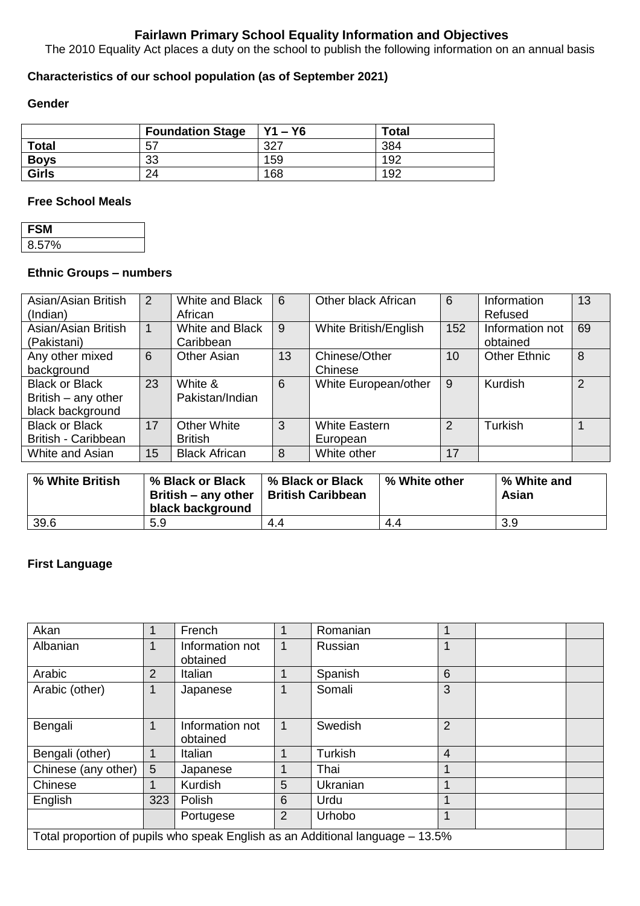# Fairlawn Primary School Equality Information and Objectives

The 2010 Equality Act places a duty on the school to publish the following information on an annual basis

## Characteristics of our school population (as of September 2021)

### Gender

| | Foundation Stage | Y1 – Y6 | Total |
|---|---|---|---|
| **Total** | 57 | 327 | 384 |
| **Boys** | 33 | 159 | 192 |
| **Girls** | 24 | 168 | 192 |

### Free School Meals

| FSM |
|---|
| 8.57% |

### Ethnic Groups – numbers

| | | | | | | | |
|---|---|---|---|---|---|---|---|
| Asian/Asian British (Indian) | 2 | White and Black African | 6 | Other black African | 6 | Information Refused | 13 |
| Asian/Asian British (Pakistani) | 1 | White and Black Caribbean | 9 | White British/English | 152 | Information not obtained | 69 |
| Any other mixed background | 6 | Other Asian | 13 | Chinese/Other Chinese | 10 | Other Ethnic | 8 |
| Black or Black British – any other black background | 23 | White & Pakistan/Indian | 6 | White European/other | 9 | Kurdish | 2 |
| Black or Black British - Caribbean | 17 | Other White British | 3 | White Eastern European | 2 | Turkish | 1 |
| White and Asian | 15 | Black African | 8 | White other | 17 | | |

| % White British | % Black or Black British – any other black background | % Black or Black British Caribbean | % White other | % White and Asian |
|---|---|---|---|---|
| 39.6 | 5.9 | 4.4 | 4.4 | 3.9 |

### First Language

| | | | | | | | |
|---|---|---|---|---|---|---|---|
| Akan | 1 | French | 1 | Romanian | 1 | | |
| Albanian | 1 | Information not obtained | 1 | Russian | 1 | | |
| Arabic | 2 | Italian | 1 | Spanish | 6 | | |
| Arabic (other) | 1 | Japanese | 1 | Somali | 3 | | |
| Bengali | 1 | Information not obtained | 1 | Swedish | 2 | | |
| Bengali (other) | 1 | Italian | 1 | Turkish | 4 | | |
| Chinese (any other) | 5 | Japanese | 1 | Thai | 1 | | |
| Chinese | 1 | Kurdish | 5 | Ukranian | 1 | | |
| English | 323 | Polish | 6 | Urdu | 1 | | |
| | | Portugese | 2 | Urhobo | 1 | | |
| Total proportion of pupils who speak English as an Additional language – 13.5% | | | | | | | |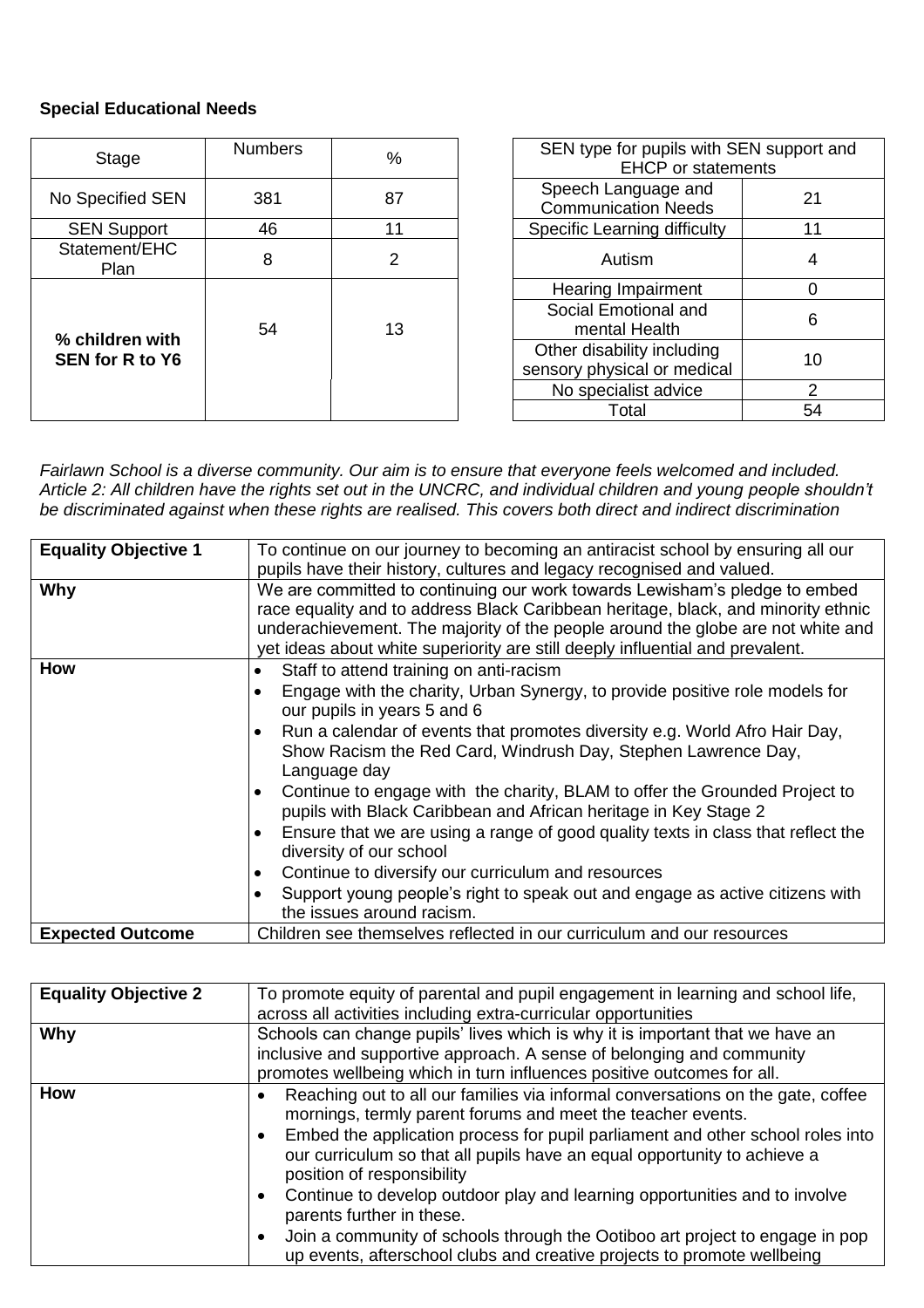**Special Educational Needs**

| Stage | Numbers | % |
|---|---|---|
| No Specified SEN | 381 | 87 |
| SEN Support | 46 | 11 |
| Statement/EHC Plan | 8 | 2 |
| **% children with SEN for R to Y6** | 54 | 13 |

| SEN type for pupils with SEN support and EHCP or statements | |
|---|---|
| Speech Language and Communication Needs | 21 |
| Specific Learning difficulty | 11 |
| Autism | 4 |
| Hearing Impairment | 0 |
| Social Emotional and mental Health | 6 |
| Other disability including sensory physical or medical | 10 |
| No specialist advice | 2 |
| Total | 54 |

*Fairlawn School is a diverse community. Our aim is to ensure that everyone feels welcomed and included. Article 2: All children have the rights set out in the UNCRC, and individual children and young people shouldn't be discriminated against when these rights are realised. This covers both direct and indirect discrimination*

| **Equality Objective 1** | To continue on our journey to becoming an antiracist school by ensuring all our pupils have their history, cultures and legacy recognised and valued. |
|---|---|
| **Why** | We are committed to continuing our work towards Lewisham's pledge to embed race equality and to address Black Caribbean heritage, black, and minority ethnic underachievement. The majority of the people around the globe are not white and yet ideas about white superiority are still deeply influential and prevalent. |
| **How** | • Staff to attend training on anti-racism<br>• Engage with the charity, Urban Synergy, to provide positive role models for our pupils in years 5 and 6<br>• Run a calendar of events that promotes diversity e.g. World Afro Hair Day, Show Racism the Red Card, Windrush Day, Stephen Lawrence Day, Language day<br>• Continue to engage with the charity, BLAM to offer the Grounded Project to pupils with Black Caribbean and African heritage in Key Stage 2<br>• Ensure that we are using a range of good quality texts in class that reflect the diversity of our school<br>• Continue to diversify our curriculum and resources<br>• Support young people's right to speak out and engage as active citizens with the issues around racism. |
| **Expected Outcome** | Children see themselves reflected in our curriculum and our resources |

| **Equality Objective 2** | To promote equity of parental and pupil engagement in learning and school life, across all activities including extra-curricular opportunities |
|---|---|
| **Why** | Schools can change pupils' lives which is why it is important that we have an inclusive and supportive approach. A sense of belonging and community promotes wellbeing which in turn influences positive outcomes for all. |
| **How** | • Reaching out to all our families via informal conversations on the gate, coffee mornings, termly parent forums and meet the teacher events.<br>• Embed the application process for pupil parliament and other school roles into our curriculum so that all pupils have an equal opportunity to achieve a position of responsibility<br>• Continue to develop outdoor play and learning opportunities and to involve parents further in these.<br>• Join a community of schools through the Ootiboo art project to engage in pop up events, afterschool clubs and creative projects to promote wellbeing |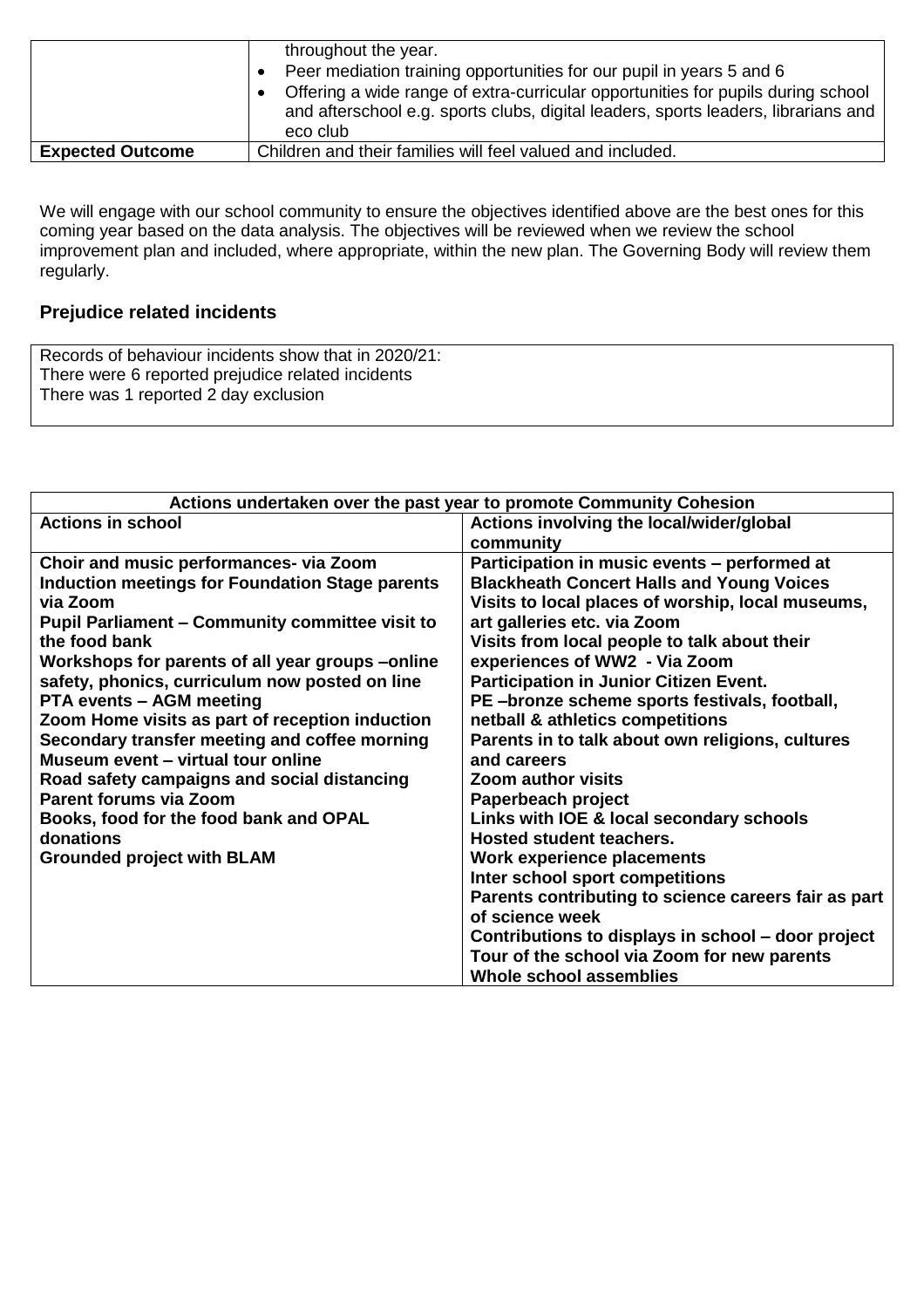| | |
|---|---|
| | throughout the year.<br>• Peer mediation training opportunities for our pupil in years 5 and 6<br>• Offering a wide range of extra-curricular opportunities for pupils during school and afterschool e.g. sports clubs, digital leaders, sports leaders, librarians and eco club |
| **Expected Outcome** | Children and their families will feel valued and included. |

We will engage with our school community to ensure the objectives identified above are the best ones for this coming year based on the data analysis. The objectives will be reviewed when we review the school improvement plan and included, where appropriate, within the new plan. The Governing Body will review them regularly.

## Prejudice related incidents

Records of behaviour incidents show that in 2020/21:
There were 6 reported prejudice related incidents
There was 1 reported 2 day exclusion

| **Actions undertaken over the past year to promote Community Cohesion** | |
|---|---|
| **Actions in school** | **Actions involving the local/wider/global community** |
| **Choir and music performances- via Zoom**<br>**Induction meetings for Foundation Stage parents via Zoom**<br>**Pupil Parliament – Community committee visit to the food bank**<br>**Workshops for parents of all year groups –online safety, phonics, curriculum now posted on line**<br>**PTA events – AGM meeting**<br>**Zoom Home visits as part of reception induction**<br>**Secondary transfer meeting and coffee morning**<br>**Museum event – virtual tour online**<br>**Road safety campaigns and social distancing**<br>**Parent forums via Zoom**<br>**Books, food for the food bank and OPAL donations**<br>**Grounded project with BLAM** | **Participation in music events – performed at Blackheath Concert Halls and Young Voices**<br>**Visits to local places of worship, local museums, art galleries etc. via Zoom**<br>**Visits from local people to talk about their experiences of WW2 - Via Zoom**<br>**Participation in Junior Citizen Event.**<br>**PE –bronze scheme sports festivals, football, netball & athletics competitions**<br>**Parents in to talk about own religions, cultures and careers**<br>**Zoom author visits**<br>**Paperbeach project**<br>**Links with IOE & local secondary schools**<br>**Hosted student teachers.**<br>**Work experience placements**<br>**Inter school sport competitions**<br>**Parents contributing to science careers fair as part of science week**<br>**Contributions to displays in school – door project**<br>**Tour of the school via Zoom for new parents**<br>**Whole school assemblies** |